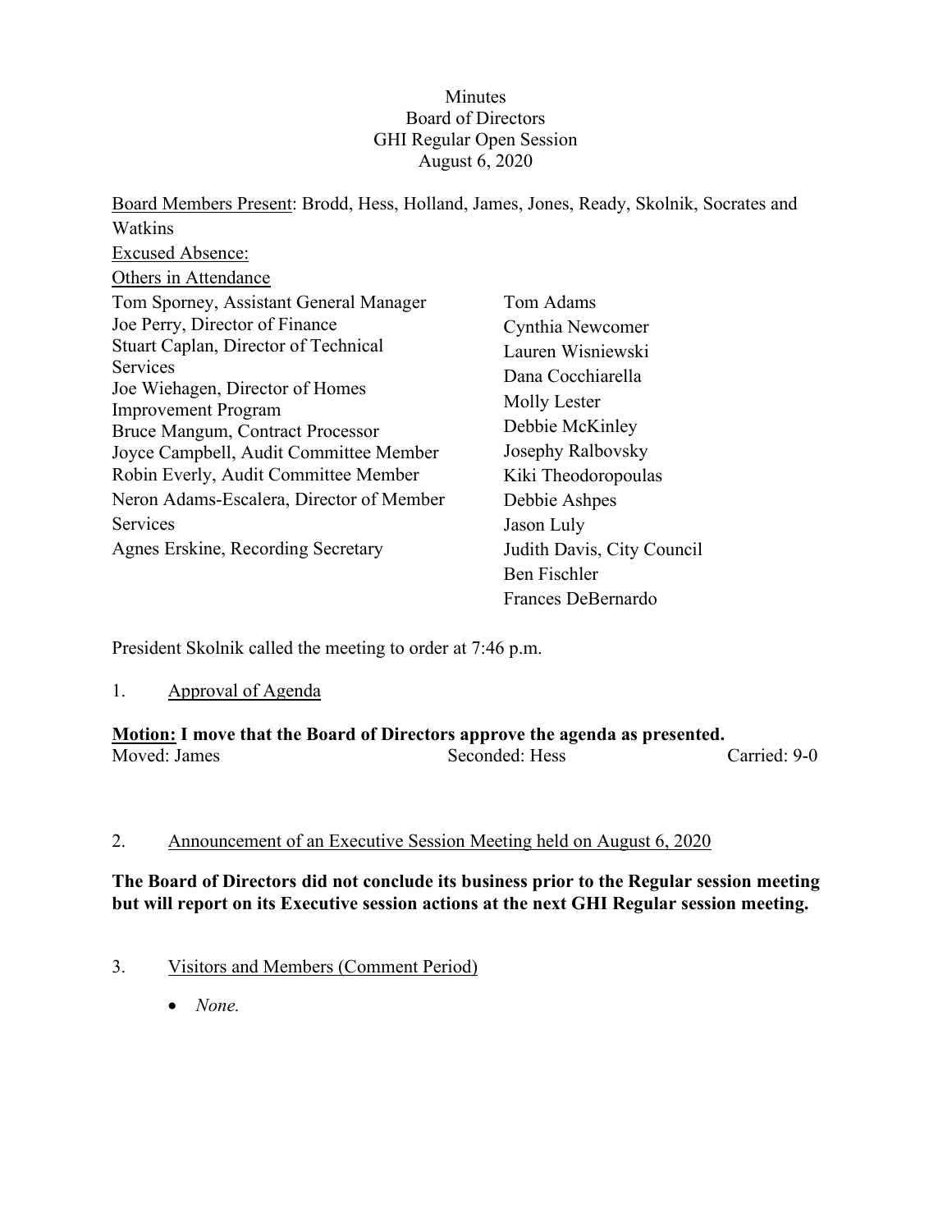Minutes
Board of Directors
GHI Regular Open Session
August 6, 2020

Board Members Present: Brodd, Hess, Holland, James, Jones, Ready, Skolnik, Socrates and Watkins

Excused Absence:

Others in Attendance

Tom Sporney, Assistant General Manager
Joe Perry, Director of Finance
Stuart Caplan, Director of Technical Services
Joe Wiehagen, Director of Homes Improvement Program
Bruce Mangum, Contract Processor
Joyce Campbell, Audit Committee Member
Robin Everly, Audit Committee Member
Neron Adams-Escalera, Director of Member Services
Agnes Erskine, Recording Secretary

Tom Adams
Cynthia Newcomer
Lauren Wisniewski
Dana Cocchiarella
Molly Lester
Debbie McKinley
Josephy Ralbovsky
Kiki Theodoropoulas
Debbie Ashpes
Jason Luly
Judith Davis, City Council
Ben Fischler
Frances DeBernardo

President Skolnik called the meeting to order at 7:46 p.m.

1. Approval of Agenda

**Motion: I move that the Board of Directors approve the agenda as presented.**

Moved: James | Seconded: Hess | Carried: 9-0

2. Announcement of an Executive Session Meeting held on August 6, 2020

**The Board of Directors did not conclude its business prior to the Regular session meeting but will report on its Executive session actions at the next GHI Regular session meeting.**

3. Visitors and Members (Comment Period)

- *None.*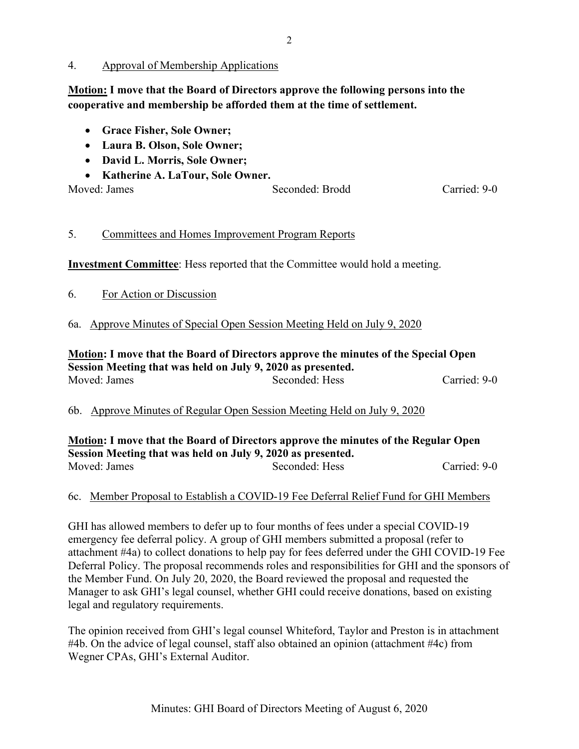4. Approval of Membership Applications

**Motion: I move that the Board of Directors approve the following persons into the cooperative and membership be afforded them at the time of settlement.**

- **Grace Fisher, Sole Owner;**
- **Laura B. Olson, Sole Owner;**
- **David L. Morris, Sole Owner;**
- **Katherine A. LaTour, Sole Owner.**

Moved: James　　Seconded: Brodd　　Carried: 9-0

5. Committees and Homes Improvement Program Reports

**Investment Committee**: Hess reported that the Committee would hold a meeting.

6. For Action or Discussion

6a. Approve Minutes of Special Open Session Meeting Held on July 9, 2020

**Motion: I move that the Board of Directors approve the minutes of the Special Open Session Meeting that was held on July 9, 2020 as presented.**

Moved: James　　Seconded: Hess　　Carried: 9-0

6b. Approve Minutes of Regular Open Session Meeting Held on July 9, 2020

**Motion: I move that the Board of Directors approve the minutes of the Regular Open Session Meeting that was held on July 9, 2020 as presented.**

Moved: James　　Seconded: Hess　　Carried: 9-0

6c. Member Proposal to Establish a COVID-19 Fee Deferral Relief Fund for GHI Members

GHI has allowed members to defer up to four months of fees under a special COVID-19 emergency fee deferral policy. A group of GHI members submitted a proposal (refer to attachment #4a) to collect donations to help pay for fees deferred under the GHI COVID-19 Fee Deferral Policy. The proposal recommends roles and responsibilities for GHI and the sponsors of the Member Fund. On July 20, 2020, the Board reviewed the proposal and requested the Manager to ask GHI's legal counsel, whether GHI could receive donations, based on existing legal and regulatory requirements.

The opinion received from GHI's legal counsel Whiteford, Taylor and Preston is in attachment #4b. On the advice of legal counsel, staff also obtained an opinion (attachment #4c) from Wegner CPAs, GHI's External Auditor.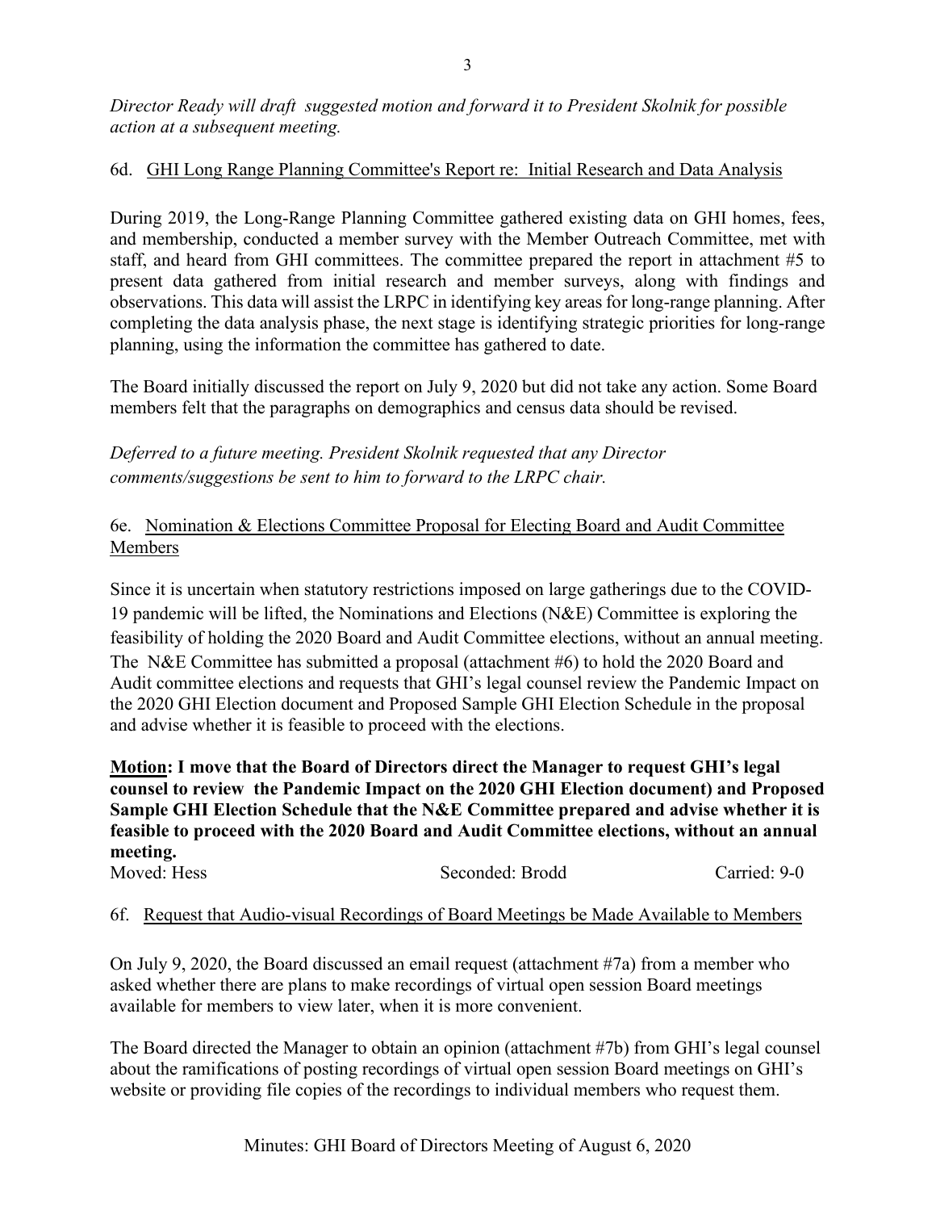*Director Ready will draft suggested motion and forward it to President Skolnik for possible action at a subsequent meeting.*

### 6d. GHI Long Range Planning Committee's Report re: Initial Research and Data Analysis

During 2019, the Long-Range Planning Committee gathered existing data on GHI homes, fees, and membership, conducted a member survey with the Member Outreach Committee, met with staff, and heard from GHI committees. The committee prepared the report in attachment #5 to present data gathered from initial research and member surveys, along with findings and observations. This data will assist the LRPC in identifying key areas for long-range planning. After completing the data analysis phase, the next stage is identifying strategic priorities for long-range planning, using the information the committee has gathered to date.

The Board initially discussed the report on July 9, 2020 but did not take any action. Some Board members felt that the paragraphs on demographics and census data should be revised.

*Deferred to a future meeting. President Skolnik requested that any Director comments/suggestions be sent to him to forward to the LRPC chair.*

### 6e. Nomination & Elections Committee Proposal for Electing Board and Audit Committee Members

Since it is uncertain when statutory restrictions imposed on large gatherings due to the COVID-19 pandemic will be lifted, the Nominations and Elections (N&E) Committee is exploring the feasibility of holding the 2020 Board and Audit Committee elections, without an annual meeting. The N&E Committee has submitted a proposal (attachment #6) to hold the 2020 Board and Audit committee elections and requests that GHI's legal counsel review the Pandemic Impact on the 2020 GHI Election document and Proposed Sample GHI Election Schedule in the proposal and advise whether it is feasible to proceed with the elections.

**Motion: I move that the Board of Directors direct the Manager to request GHI's legal counsel to review the Pandemic Impact on the 2020 GHI Election document) and Proposed Sample GHI Election Schedule that the N&E Committee prepared and advise whether it is feasible to proceed with the 2020 Board and Audit Committee elections, without an annual meeting.**

Moved: Hess    Seconded: Brodd    Carried: 9-0

### 6f. Request that Audio-visual Recordings of Board Meetings be Made Available to Members

On July 9, 2020, the Board discussed an email request (attachment #7a) from a member who asked whether there are plans to make recordings of virtual open session Board meetings available for members to view later, when it is more convenient.

The Board directed the Manager to obtain an opinion (attachment #7b) from GHI's legal counsel about the ramifications of posting recordings of virtual open session Board meetings on GHI's website or providing file copies of the recordings to individual members who request them.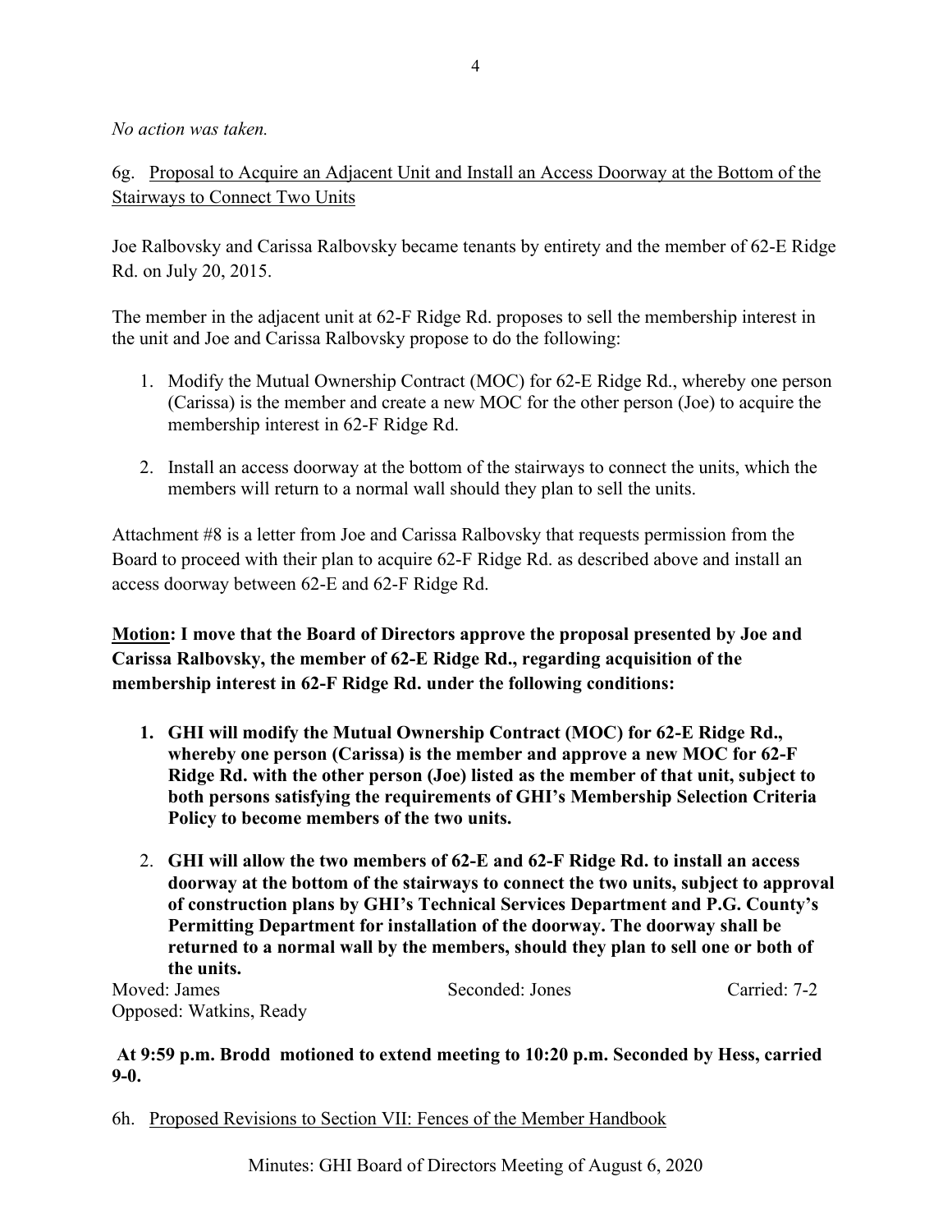*No action was taken.*

6g. Proposal to Acquire an Adjacent Unit and Install an Access Doorway at the Bottom of the Stairways to Connect Two Units

Joe Ralbovsky and Carissa Ralbovsky became tenants by entirety and the member of 62-E Ridge Rd. on July 20, 2015.

The member in the adjacent unit at 62-F Ridge Rd. proposes to sell the membership interest in the unit and Joe and Carissa Ralbovsky propose to do the following:

1. Modify the Mutual Ownership Contract (MOC) for 62-E Ridge Rd., whereby one person (Carissa) is the member and create a new MOC for the other person (Joe) to acquire the membership interest in 62-F Ridge Rd.
2. Install an access doorway at the bottom of the stairways to connect the units, which the members will return to a normal wall should they plan to sell the units.

Attachment #8 is a letter from Joe and Carissa Ralbovsky that requests permission from the Board to proceed with their plan to acquire 62-F Ridge Rd. as described above and install an access doorway between 62-E and 62-F Ridge Rd.

**Motion: I move that the Board of Directors approve the proposal presented by Joe and Carissa Ralbovsky, the member of 62-E Ridge Rd., regarding acquisition of the membership interest in 62-F Ridge Rd. under the following conditions:**

1. **GHI will modify the Mutual Ownership Contract (MOC) for 62-E Ridge Rd., whereby one person (Carissa) is the member and approve a new MOC for 62-F Ridge Rd. with the other person (Joe) listed as the member of that unit, subject to both persons satisfying the requirements of GHI's Membership Selection Criteria Policy to become members of the two units.**
2. **GHI will allow the two members of 62-E and 62-F Ridge Rd. to install an access doorway at the bottom of the stairways to connect the two units, subject to approval of construction plans by GHI's Technical Services Department and P.G. County's Permitting Department for installation of the doorway. The doorway shall be returned to a normal wall by the members, should they plan to sell one or both of the units.**

Moved: James    Seconded: Jones    Carried: 7-2
Opposed: Watkins, Ready

**At 9:59 p.m. Brodd motioned to extend meeting to 10:20 p.m. Seconded by Hess, carried 9-0.**

6h. Proposed Revisions to Section VII: Fences of the Member Handbook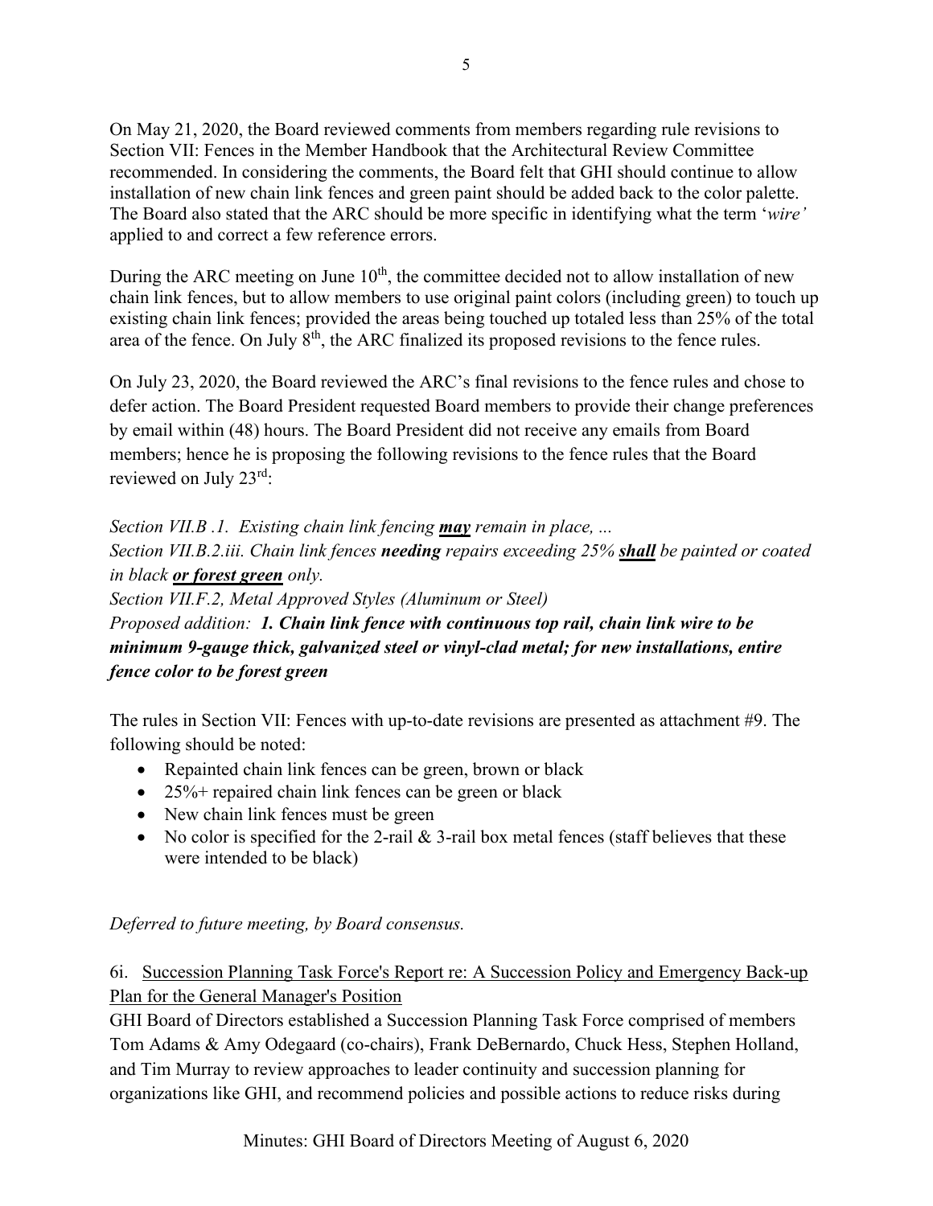On May 21, 2020, the Board reviewed comments from members regarding rule revisions to Section VII: Fences in the Member Handbook that the Architectural Review Committee recommended. In considering the comments, the Board felt that GHI should continue to allow installation of new chain link fences and green paint should be added back to the color palette. The Board also stated that the ARC should be more specific in identifying what the term '*wire'* applied to and correct a few reference errors.

During the ARC meeting on June 10th, the committee decided not to allow installation of new chain link fences, but to allow members to use original paint colors (including green) to touch up existing chain link fences; provided the areas being touched up totaled less than 25% of the total area of the fence. On July 8th, the ARC finalized its proposed revisions to the fence rules.

On July 23, 2020, the Board reviewed the ARC's final revisions to the fence rules and chose to defer action. The Board President requested Board members to provide their change preferences by email within (48) hours. The Board President did not receive any emails from Board members; hence he is proposing the following revisions to the fence rules that the Board reviewed on July 23rd:

*Section VII.B .1. Existing chain link fencing* ***<u>may</u>*** *remain in place, ...*
*Section VII.B.2.iii. Chain link fences* ***needing*** *repairs exceeding 25%* ***<u>shall</u>*** *be painted or coated in black* ***<u>or forest green</u>*** *only.*
*Section VII.F.2, Metal Approved Styles (Aluminum or Steel)*
*Proposed addition:* ***1. Chain link fence with continuous top rail, chain link wire to be minimum 9-gauge thick, galvanized steel or vinyl-clad metal; for new installations, entire fence color to be forest green***

The rules in Section VII: Fences with up-to-date revisions are presented as attachment #9. The following should be noted:

- Repainted chain link fences can be green, brown or black
- 25%+ repaired chain link fences can be green or black
- New chain link fences must be green
- No color is specified for the 2-rail & 3-rail box metal fences (staff believes that these were intended to be black)

*Deferred to future meeting, by Board consensus.*

6i. <u>Succession Planning Task Force's Report re: A Succession Policy and Emergency Back-up Plan for the General Manager's Position</u>

GHI Board of Directors established a Succession Planning Task Force comprised of members Tom Adams & Amy Odegaard (co-chairs), Frank DeBernardo, Chuck Hess, Stephen Holland, and Tim Murray to review approaches to leader continuity and succession planning for organizations like GHI, and recommend policies and possible actions to reduce risks during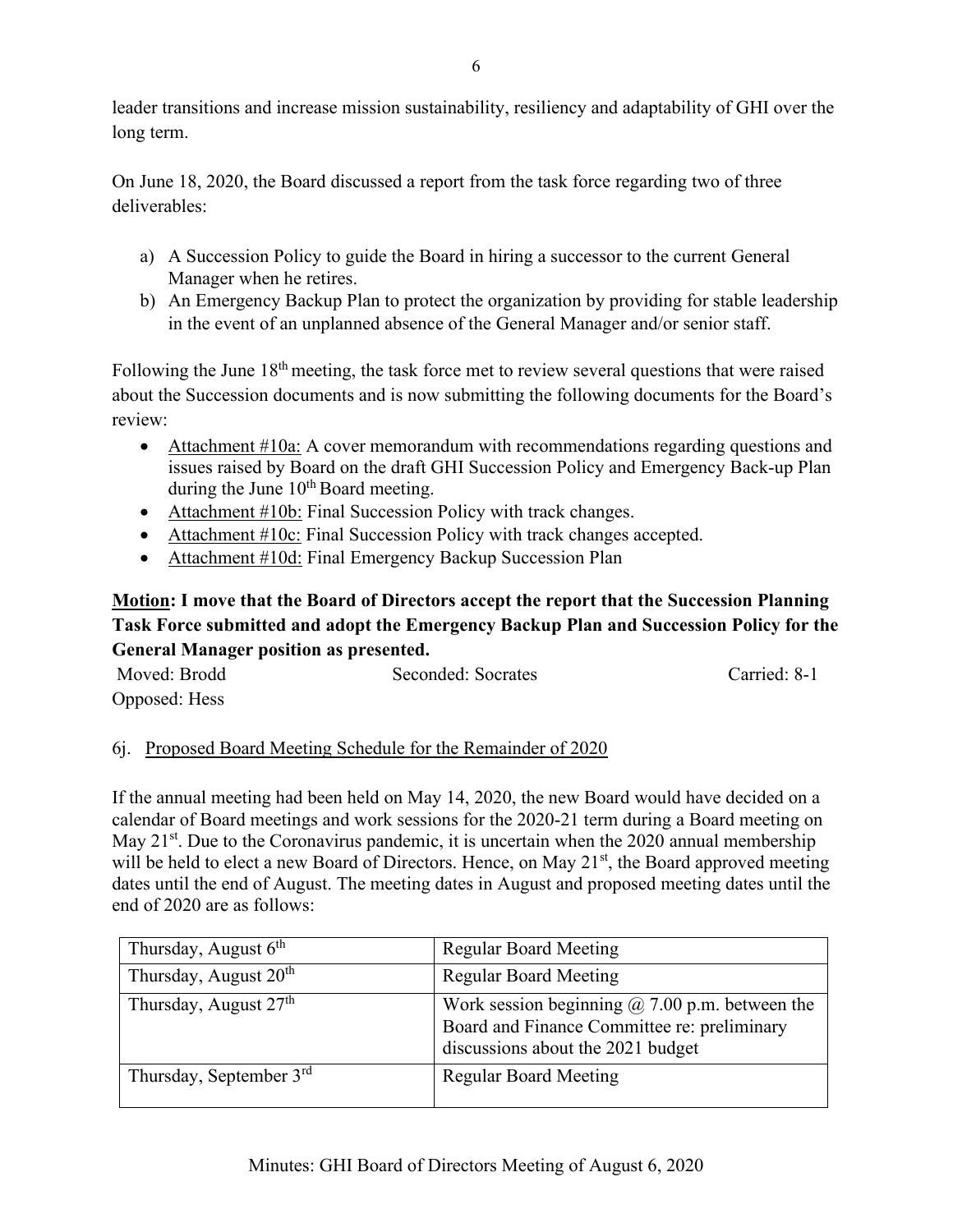leader transitions and increase mission sustainability, resiliency and adaptability of GHI over the long term.

On June 18, 2020, the Board discussed a report from the task force regarding two of three deliverables:

a) A Succession Policy to guide the Board in hiring a successor to the current General Manager when he retires.
b) An Emergency Backup Plan to protect the organization by providing for stable leadership in the event of an unplanned absence of the General Manager and/or senior staff.

Following the June 18th meeting, the task force met to review several questions that were raised about the Succession documents and is now submitting the following documents for the Board's review:

- Attachment #10a: A cover memorandum with recommendations regarding questions and issues raised by Board on the draft GHI Succession Policy and Emergency Back-up Plan during the June 10th Board meeting.
- Attachment #10b: Final Succession Policy with track changes.
- Attachment #10c: Final Succession Policy with track changes accepted.
- Attachment #10d: Final Emergency Backup Succession Plan

**Motion: I move that the Board of Directors accept the report that the Succession Planning Task Force submitted and adopt the Emergency Backup Plan and Succession Policy for the General Manager position as presented.**

Moved: Brodd　　Seconded: Socrates　　Carried: 8-1
Opposed: Hess

6j. Proposed Board Meeting Schedule for the Remainder of 2020

If the annual meeting had been held on May 14, 2020, the new Board would have decided on a calendar of Board meetings and work sessions for the 2020-21 term during a Board meeting on May 21st. Due to the Coronavirus pandemic, it is uncertain when the 2020 annual membership will be held to elect a new Board of Directors. Hence, on May 21st, the Board approved meeting dates until the end of August. The meeting dates in August and proposed meeting dates until the end of 2020 are as follows:

| | |
|---|---|
| Thursday, August 6th | Regular Board Meeting |
| Thursday, August 20th | Regular Board Meeting |
| Thursday, August 27th | Work session beginning @ 7.00 p.m. between the Board and Finance Committee re: preliminary discussions about the 2021 budget |
| Thursday, September 3rd | Regular Board Meeting |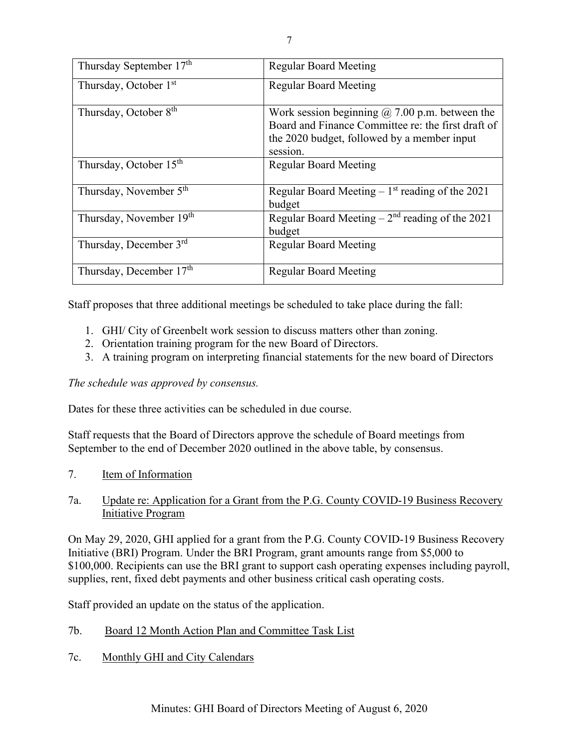| Thursday September 17th | Regular Board Meeting |
|---|---|
| Thursday, October 1st | Regular Board Meeting |
| Thursday, October 8th | Work session beginning @ 7.00 p.m. between the Board and Finance Committee re: the first draft of the 2020 budget, followed by a member input session. |
| Thursday, October 15th | Regular Board Meeting |
| Thursday, November 5th | Regular Board Meeting – 1st reading of the 2021 budget |
| Thursday, November 19th | Regular Board Meeting – 2nd reading of the 2021 budget |
| Thursday, December 3rd | Regular Board Meeting |
| Thursday, December 17th | Regular Board Meeting |

Staff proposes that three additional meetings be scheduled to take place during the fall:

1. GHI/ City of Greenbelt work session to discuss matters other than zoning.
2. Orientation training program for the new Board of Directors.
3. A training program on interpreting financial statements for the new board of Directors

*The schedule was approved by consensus.*

Dates for these three activities can be scheduled in due course.

Staff requests that the Board of Directors approve the schedule of Board meetings from September to the end of December 2020 outlined in the above table, by consensus.

7. Item of Information

7a. Update re: Application for a Grant from the P.G. County COVID-19 Business Recovery Initiative Program

On May 29, 2020, GHI applied for a grant from the P.G. County COVID-19 Business Recovery Initiative (BRI) Program. Under the BRI Program, grant amounts range from $5,000 to $100,000. Recipients can use the BRI grant to support cash operating expenses including payroll, supplies, rent, fixed debt payments and other business critical cash operating costs.

Staff provided an update on the status of the application.

7b. Board 12 Month Action Plan and Committee Task List

7c. Monthly GHI and City Calendars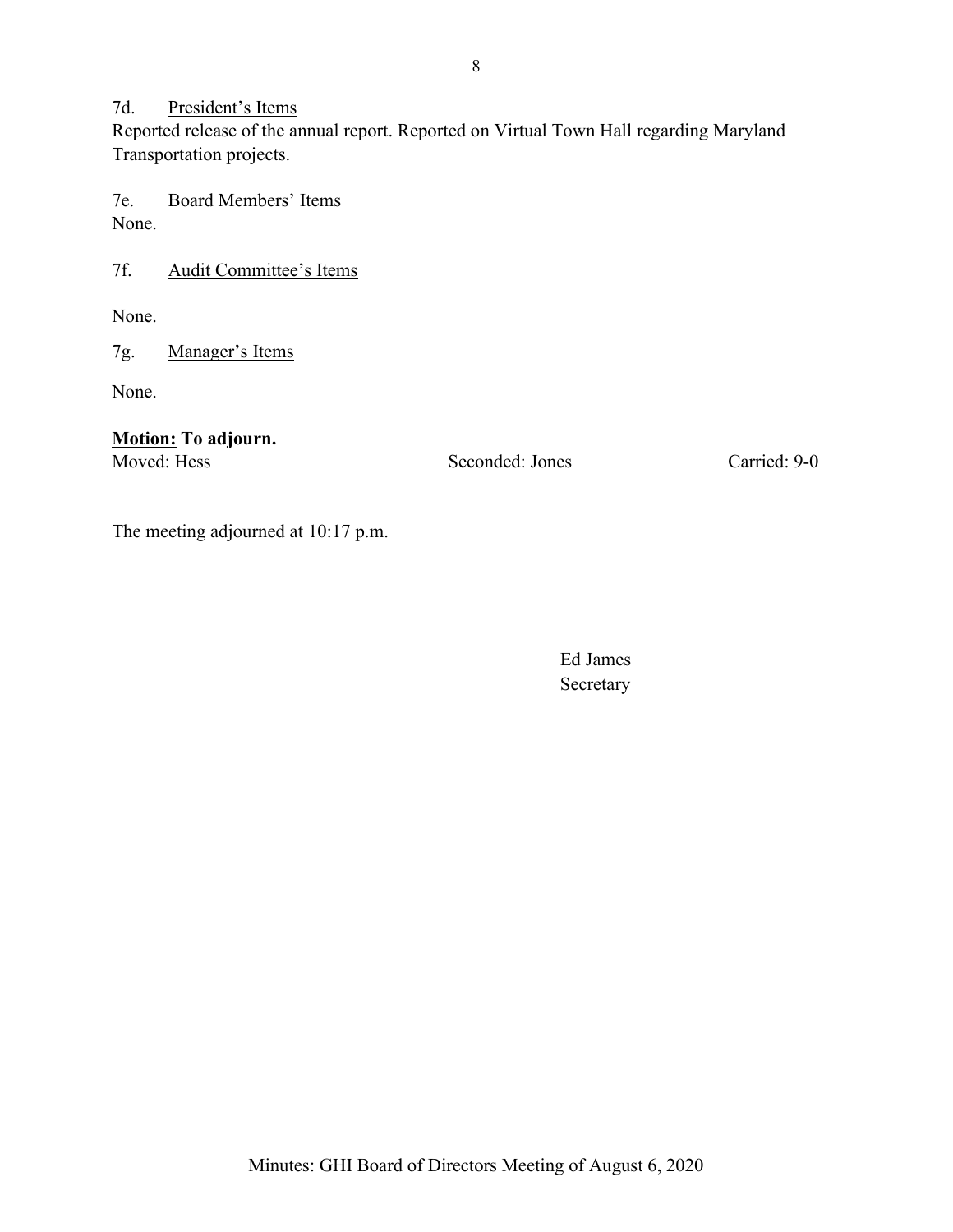7d. President's Items

Reported release of the annual report. Reported on Virtual Town Hall regarding Maryland Transportation projects.

7e. Board Members' Items

None.

7f. Audit Committee's Items

None.

7g. Manager's Items

None.

**Motion: To adjourn.**

Moved: Hess Seconded: Jones Carried: 9-0

The meeting adjourned at 10:17 p.m.

Ed James
Secretary